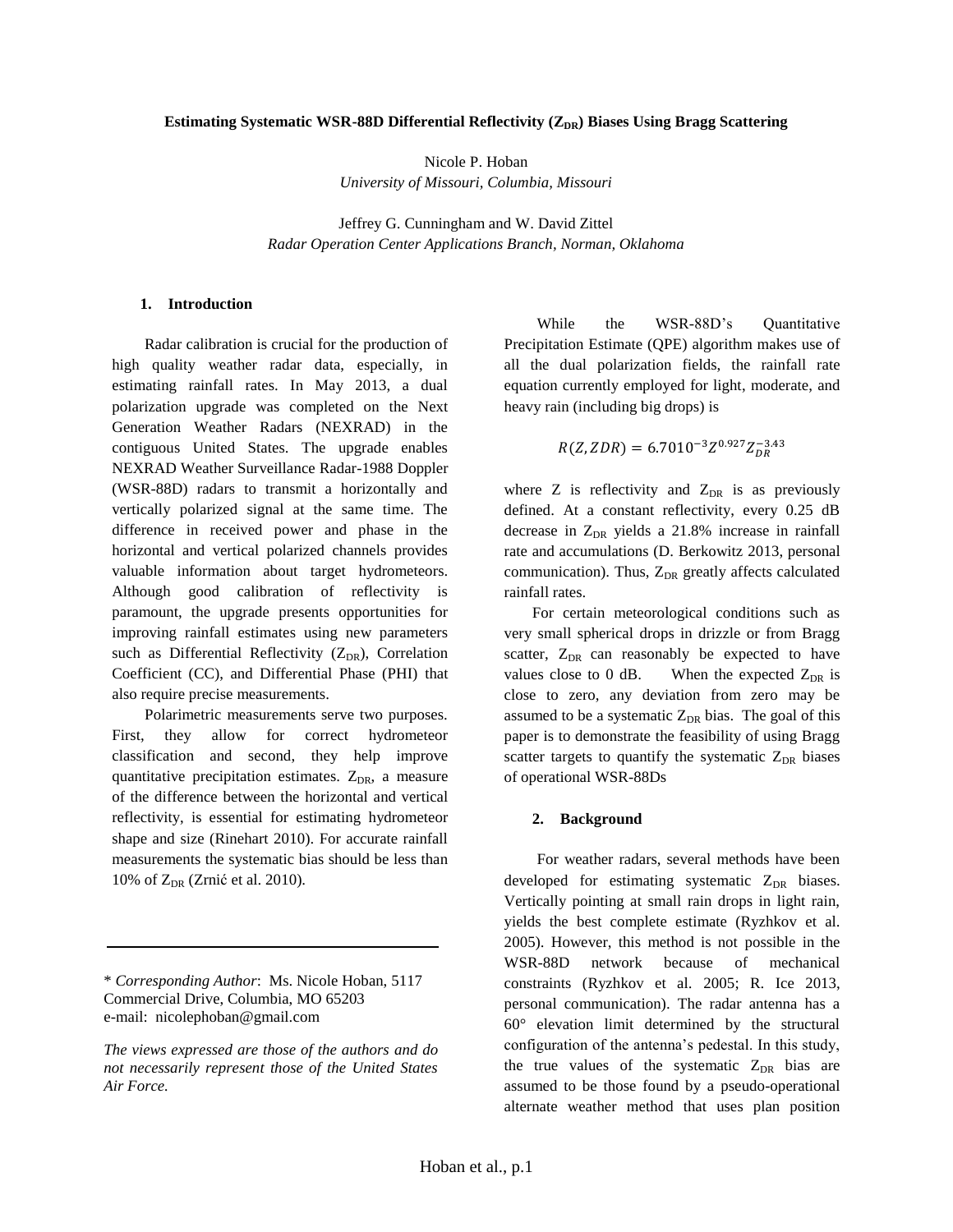# Estimating Systematic WSR-88D Differential Reflectivity ($Z_{DR}$) Biases Using Bragg Scattering

Nicole P. Hoban
*University of Missouri, Columbia, Missouri*

Jeffrey G. Cunningham and W. David Zittel
*Radar Operation Center Applications Branch, Norman, Oklahoma*

## 1. Introduction

Radar calibration is crucial for the production of high quality weather radar data, especially, in estimating rainfall rates. In May 2013, a dual polarization upgrade was completed on the Next Generation Weather Radars (NEXRAD) in the contiguous United States. The upgrade enables NEXRAD Weather Surveillance Radar-1988 Doppler (WSR-88D) radars to transmit a horizontally and vertically polarized signal at the same time. The difference in received power and phase in the horizontal and vertical polarized channels provides valuable information about target hydrometeors. Although good calibration of reflectivity is paramount, the upgrade presents opportunities for improving rainfall estimates using new parameters such as Differential Reflectivity ($Z_{DR}$), Correlation Coefficient (CC), and Differential Phase (PHI) that also require precise measurements.

Polarimetric measurements serve two purposes. First, they allow for correct hydrometeor classification and second, they help improve quantitative precipitation estimates. $Z_{DR}$, a measure of the difference between the horizontal and vertical reflectivity, is essential for estimating hydrometeor shape and size (Rinehart 2010). For accurate rainfall measurements the systematic bias should be less than 10% of $Z_{DR}$ (Zrnić et al. 2010).

While the WSR-88D's Quantitative Precipitation Estimate (QPE) algorithm makes use of all the dual polarization fields, the rainfall rate equation currently employed for light, moderate, and heavy rain (including big drops) is

$$R(Z, ZDR) = 6.7010^{-3} Z^{0.927} Z_{DR}^{-3.43}$$

where Z is reflectivity and $Z_{DR}$ is as previously defined. At a constant reflectivity, every 0.25 dB decrease in $Z_{DR}$ yields a 21.8% increase in rainfall rate and accumulations (D. Berkowitz 2013, personal communication). Thus, $Z_{DR}$ greatly affects calculated rainfall rates.

For certain meteorological conditions such as very small spherical drops in drizzle or from Bragg scatter, $Z_{DR}$ can reasonably be expected to have values close to 0 dB. When the expected $Z_{DR}$ is close to zero, any deviation from zero may be assumed to be a systematic $Z_{DR}$ bias. The goal of this paper is to demonstrate the feasibility of using Bragg scatter targets to quantify the systematic $Z_{DR}$ biases of operational WSR-88Ds

## 2. Background

For weather radars, several methods have been developed for estimating systematic $Z_{DR}$ biases. Vertically pointing at small rain drops in light rain, yields the best complete estimate (Ryzhkov et al. 2005). However, this method is not possible in the WSR-88D network because of mechanical constraints (Ryzhkov et al. 2005; R. Ice 2013, personal communication). The radar antenna has a 60° elevation limit determined by the structural configuration of the antenna's pedestal. In this study, the true values of the systematic $Z_{DR}$ bias are assumed to be those found by a pseudo-operational alternate weather method that uses plan position

---

\* *Corresponding Author*: Ms. Nicole Hoban, 5117 Commercial Drive, Columbia, MO 65203
e-mail: nicolephoban@gmail.com

*The views expressed are those of the authors and do not necessarily represent those of the United States Air Force.*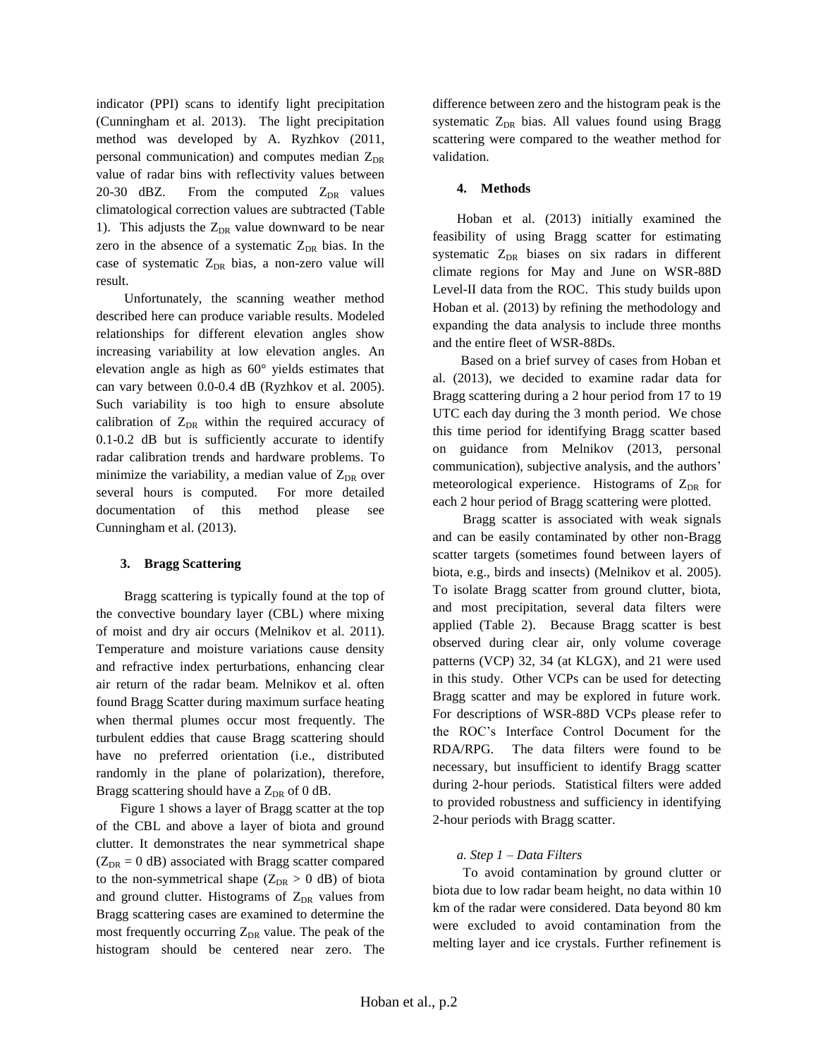indicator (PPI) scans to identify light precipitation (Cunningham et al. 2013). The light precipitation method was developed by A. Ryzhkov (2011, personal communication) and computes median $Z_{DR}$ value of radar bins with reflectivity values between 20-30 dBZ. From the computed $Z_{DR}$ values climatological correction values are subtracted (Table 1). This adjusts the $Z_{DR}$ value downward to be near zero in the absence of a systematic $Z_{DR}$ bias. In the case of systematic $Z_{DR}$ bias, a non-zero value will result.

Unfortunately, the scanning weather method described here can produce variable results. Modeled relationships for different elevation angles show increasing variability at low elevation angles. An elevation angle as high as 60° yields estimates that can vary between 0.0-0.4 dB (Ryzhkov et al. 2005). Such variability is too high to ensure absolute calibration of $Z_{DR}$ within the required accuracy of 0.1-0.2 dB but is sufficiently accurate to identify radar calibration trends and hardware problems. To minimize the variability, a median value of $Z_{DR}$ over several hours is computed. For more detailed documentation of this method please see Cunningham et al. (2013).

## 3. Bragg Scattering

Bragg scattering is typically found at the top of the convective boundary layer (CBL) where mixing of moist and dry air occurs (Melnikov et al. 2011). Temperature and moisture variations cause density and refractive index perturbations, enhancing clear air return of the radar beam. Melnikov et al. often found Bragg Scatter during maximum surface heating when thermal plumes occur most frequently. The turbulent eddies that cause Bragg scattering should have no preferred orientation (i.e., distributed randomly in the plane of polarization), therefore, Bragg scattering should have a $Z_{DR}$ of 0 dB.

Figure 1 shows a layer of Bragg scatter at the top of the CBL and above a layer of biota and ground clutter. It demonstrates the near symmetrical shape ($Z_{DR}$ = 0 dB) associated with Bragg scatter compared to the non-symmetrical shape ($Z_{DR}$ > 0 dB) of biota and ground clutter. Histograms of $Z_{DR}$ values from Bragg scattering cases are examined to determine the most frequently occurring $Z_{DR}$ value. The peak of the histogram should be centered near zero. The difference between zero and the histogram peak is the systematic $Z_{DR}$ bias. All values found using Bragg scattering were compared to the weather method for validation.

## 4. Methods

Hoban et al. (2013) initially examined the feasibility of using Bragg scatter for estimating systematic $Z_{DR}$ biases on six radars in different climate regions for May and June on WSR-88D Level-II data from the ROC. This study builds upon Hoban et al. (2013) by refining the methodology and expanding the data analysis to include three months and the entire fleet of WSR-88Ds.

Based on a brief survey of cases from Hoban et al. (2013), we decided to examine radar data for Bragg scattering during a 2 hour period from 17 to 19 UTC each day during the 3 month period. We chose this time period for identifying Bragg scatter based on guidance from Melnikov (2013, personal communication), subjective analysis, and the authors' meteorological experience. Histograms of $Z_{DR}$ for each 2 hour period of Bragg scattering were plotted.

Bragg scatter is associated with weak signals and can be easily contaminated by other non-Bragg scatter targets (sometimes found between layers of biota, e.g., birds and insects) (Melnikov et al. 2005). To isolate Bragg scatter from ground clutter, biota, and most precipitation, several data filters were applied (Table 2). Because Bragg scatter is best observed during clear air, only volume coverage patterns (VCP) 32, 34 (at KLGX), and 21 were used in this study. Other VCPs can be used for detecting Bragg scatter and may be explored in future work. For descriptions of WSR-88D VCPs please refer to the ROC's Interface Control Document for the RDA/RPG. The data filters were found to be necessary, but insufficient to identify Bragg scatter during 2-hour periods. Statistical filters were added to provided robustness and sufficiency in identifying 2-hour periods with Bragg scatter.

### *a. Step 1 – Data Filters*

To avoid contamination by ground clutter or biota due to low radar beam height, no data within 10 km of the radar were considered. Data beyond 80 km were excluded to avoid contamination from the melting layer and ice crystals. Further refinement is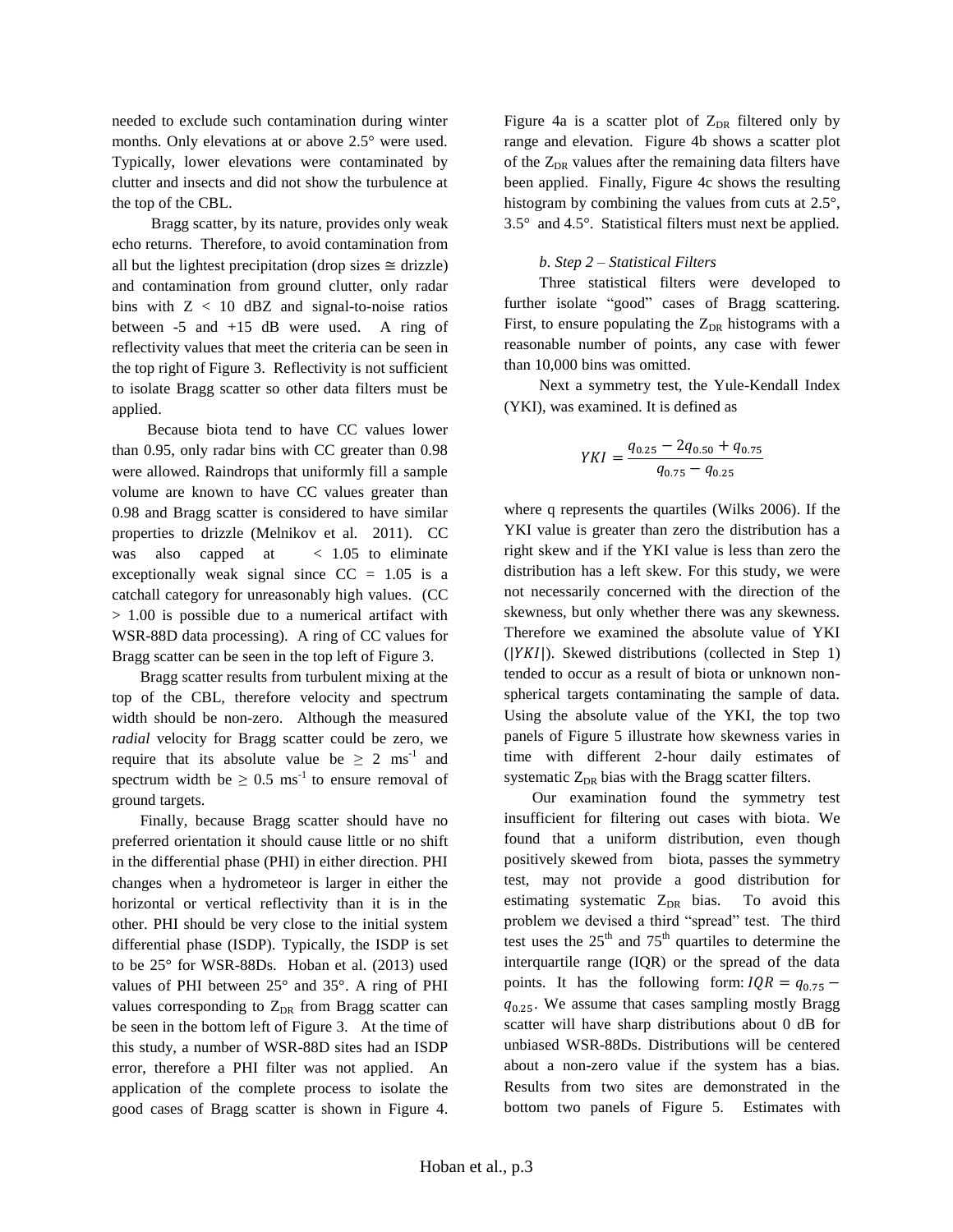needed to exclude such contamination during winter months. Only elevations at or above 2.5° were used. Typically, lower elevations were contaminated by clutter and insects and did not show the turbulence at the top of the CBL.

Bragg scatter, by its nature, provides only weak echo returns. Therefore, to avoid contamination from all but the lightest precipitation (drop sizes ≅ drizzle) and contamination from ground clutter, only radar bins with Z < 10 dBZ and signal-to-noise ratios between -5 and +15 dB were used. A ring of reflectivity values that meet the criteria can be seen in the top right of Figure 3. Reflectivity is not sufficient to isolate Bragg scatter so other data filters must be applied.

Because biota tend to have CC values lower than 0.95, only radar bins with CC greater than 0.98 were allowed. Raindrops that uniformly fill a sample volume are known to have CC values greater than 0.98 and Bragg scatter is considered to have similar properties to drizzle (Melnikov et al. 2011). CC was also capped at < 1.05 to eliminate exceptionally weak signal since CC = 1.05 is a catchall category for unreasonably high values. (CC > 1.00 is possible due to a numerical artifact with WSR-88D data processing). A ring of CC values for Bragg scatter can be seen in the top left of Figure 3.

Bragg scatter results from turbulent mixing at the top of the CBL, therefore velocity and spectrum width should be non-zero. Although the measured *radial* velocity for Bragg scatter could be zero, we require that its absolute value be ≥ 2 ms$^{-1}$ and spectrum width be ≥ 0.5 ms$^{-1}$ to ensure removal of ground targets.

Finally, because Bragg scatter should have no preferred orientation it should cause little or no shift in the differential phase (PHI) in either direction. PHI changes when a hydrometeor is larger in either the horizontal or vertical reflectivity than it is in the other. PHI should be very close to the initial system differential phase (ISDP). Typically, the ISDP is set to be 25° for WSR-88Ds. Hoban et al. (2013) used values of PHI between 25° and 35°. A ring of PHI values corresponding to $Z_{DR}$ from Bragg scatter can be seen in the bottom left of Figure 3. At the time of this study, a number of WSR-88D sites had an ISDP error, therefore a PHI filter was not applied. An application of the complete process to isolate the good cases of Bragg scatter is shown in Figure 4. Figure 4a is a scatter plot of $Z_{DR}$ filtered only by range and elevation. Figure 4b shows a scatter plot of the $Z_{DR}$ values after the remaining data filters have been applied. Finally, Figure 4c shows the resulting histogram by combining the values from cuts at 2.5°, 3.5° and 4.5°. Statistical filters must next be applied.

*b. Step 2 – Statistical Filters*

Three statistical filters were developed to further isolate "good" cases of Bragg scattering. First, to ensure populating the $Z_{DR}$ histograms with a reasonable number of points, any case with fewer than 10,000 bins was omitted.

Next a symmetry test, the Yule-Kendall Index (YKI), was examined. It is defined as

$$YKI = \frac{q_{0.25} - 2q_{0.50} + q_{0.75}}{q_{0.75} - q_{0.25}}$$

where q represents the quartiles (Wilks 2006). If the YKI value is greater than zero the distribution has a right skew and if the YKI value is less than zero the distribution has a left skew. For this study, we were not necessarily concerned with the direction of the skewness, but only whether there was any skewness. Therefore we examined the absolute value of YKI ($|YKI|$). Skewed distributions (collected in Step 1) tended to occur as a result of biota or unknown non-spherical targets contaminating the sample of data. Using the absolute value of the YKI, the top two panels of Figure 5 illustrate how skewness varies in time with different 2-hour daily estimates of systematic $Z_{DR}$ bias with the Bragg scatter filters.

Our examination found the symmetry test insufficient for filtering out cases with biota. We found that a uniform distribution, even though positively skewed from biota, passes the symmetry test, may not provide a good distribution for estimating systematic $Z_{DR}$ bias. To avoid this problem we devised a third "spread" test. The third test uses the 25$^{th}$ and 75$^{th}$ quartiles to determine the interquartile range (IQR) or the spread of the data points. It has the following form: $IQR = q_{0.75} - q_{0.25}$. We assume that cases sampling mostly Bragg scatter will have sharp distributions about 0 dB for unbiased WSR-88Ds. Distributions will be centered about a non-zero value if the system has a bias. Results from two sites are demonstrated in the bottom two panels of Figure 5. Estimates with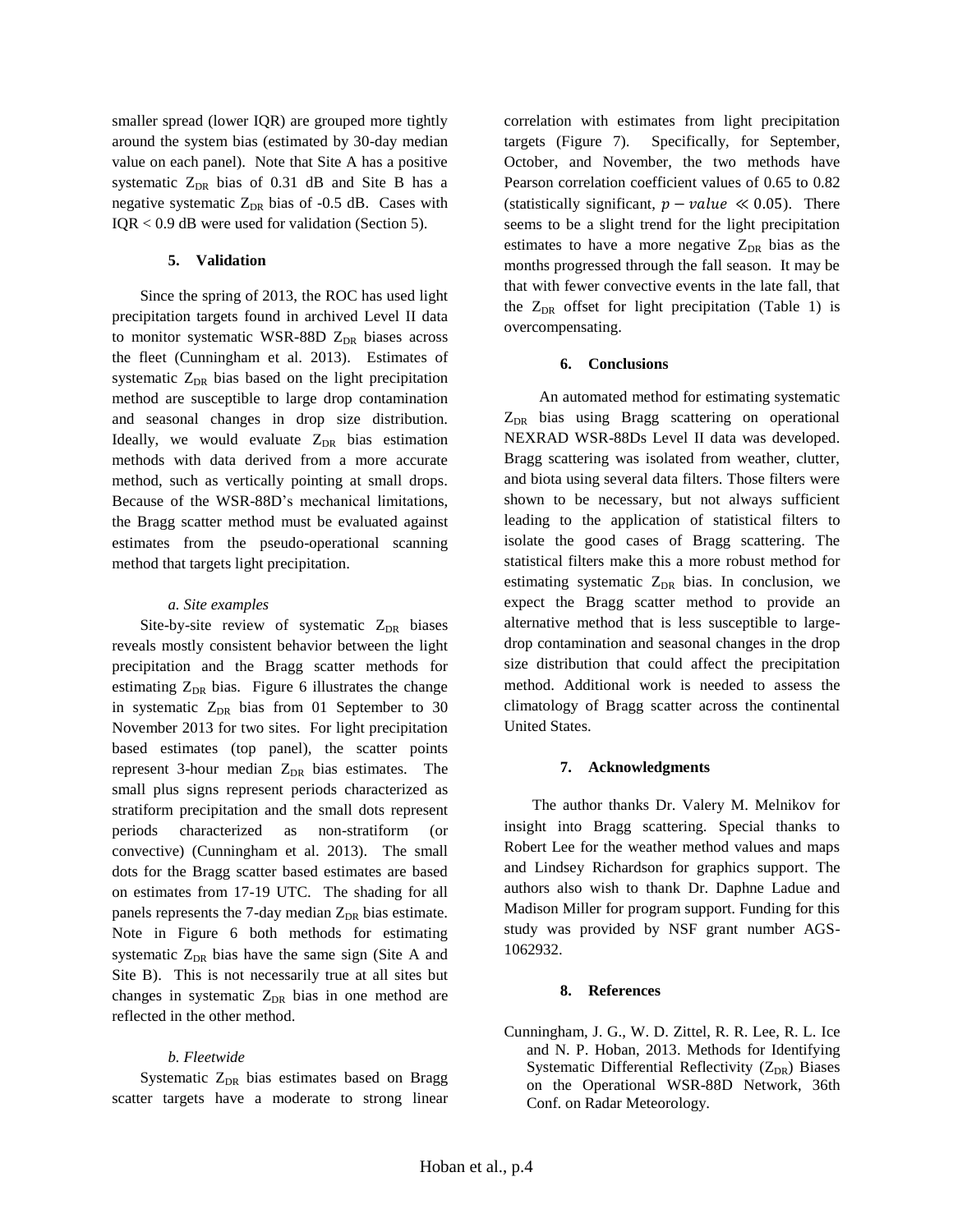smaller spread (lower IQR) are grouped more tightly around the system bias (estimated by 30-day median value on each panel). Note that Site A has a positive systematic $Z_{DR}$ bias of 0.31 dB and Site B has a negative systematic $Z_{DR}$ bias of -0.5 dB. Cases with IQR < 0.9 dB were used for validation (Section 5).

## 5. Validation

Since the spring of 2013, the ROC has used light precipitation targets found in archived Level II data to monitor systematic WSR-88D $Z_{DR}$ biases across the fleet (Cunningham et al. 2013). Estimates of systematic $Z_{DR}$ bias based on the light precipitation method are susceptible to large drop contamination and seasonal changes in drop size distribution. Ideally, we would evaluate $Z_{DR}$ bias estimation methods with data derived from a more accurate method, such as vertically pointing at small drops. Because of the WSR-88D's mechanical limitations, the Bragg scatter method must be evaluated against estimates from the pseudo-operational scanning method that targets light precipitation.

### *a. Site examples*

Site-by-site review of systematic $Z_{DR}$ biases reveals mostly consistent behavior between the light precipitation and the Bragg scatter methods for estimating $Z_{DR}$ bias. Figure 6 illustrates the change in systematic $Z_{DR}$ bias from 01 September to 30 November 2013 for two sites. For light precipitation based estimates (top panel), the scatter points represent 3-hour median $Z_{DR}$ bias estimates. The small plus signs represent periods characterized as stratiform precipitation and the small dots represent periods characterized as non-stratiform (or convective) (Cunningham et al. 2013). The small dots for the Bragg scatter based estimates are based on estimates from 17-19 UTC. The shading for all panels represents the 7-day median $Z_{DR}$ bias estimate. Note in Figure 6 both methods for estimating systematic $Z_{DR}$ bias have the same sign (Site A and Site B). This is not necessarily true at all sites but changes in systematic $Z_{DR}$ bias in one method are reflected in the other method.

### *b. Fleetwide*

Systematic $Z_{DR}$ bias estimates based on Bragg scatter targets have a moderate to strong linear correlation with estimates from light precipitation targets (Figure 7). Specifically, for September, October, and November, the two methods have Pearson correlation coefficient values of 0.65 to 0.82 (statistically significant, $p - value \ll 0.05$). There seems to be a slight trend for the light precipitation estimates to have a more negative $Z_{DR}$ bias as the months progressed through the fall season. It may be that with fewer convective events in the late fall, that the $Z_{DR}$ offset for light precipitation (Table 1) is overcompensating.

## 6. Conclusions

An automated method for estimating systematic $Z_{DR}$ bias using Bragg scattering on operational NEXRAD WSR-88Ds Level II data was developed. Bragg scattering was isolated from weather, clutter, and biota using several data filters. Those filters were shown to be necessary, but not always sufficient leading to the application of statistical filters to isolate the good cases of Bragg scattering. The statistical filters make this a more robust method for estimating systematic $Z_{DR}$ bias. In conclusion, we expect the Bragg scatter method to provide an alternative method that is less susceptible to large-drop contamination and seasonal changes in the drop size distribution that could affect the precipitation method. Additional work is needed to assess the climatology of Bragg scatter across the continental United States.

## 7. Acknowledgments

The author thanks Dr. Valery M. Melnikov for insight into Bragg scattering. Special thanks to Robert Lee for the weather method values and maps and Lindsey Richardson for graphics support. The authors also wish to thank Dr. Daphne Ladue and Madison Miller for program support. Funding for this study was provided by NSF grant number AGS-1062932.

## 8. References

Cunningham, J. G., W. D. Zittel, R. R. Lee, R. L. Ice and N. P. Hoban, 2013. Methods for Identifying Systematic Differential Reflectivity ($Z_{DR}$) Biases on the Operational WSR-88D Network, 36th Conf. on Radar Meteorology.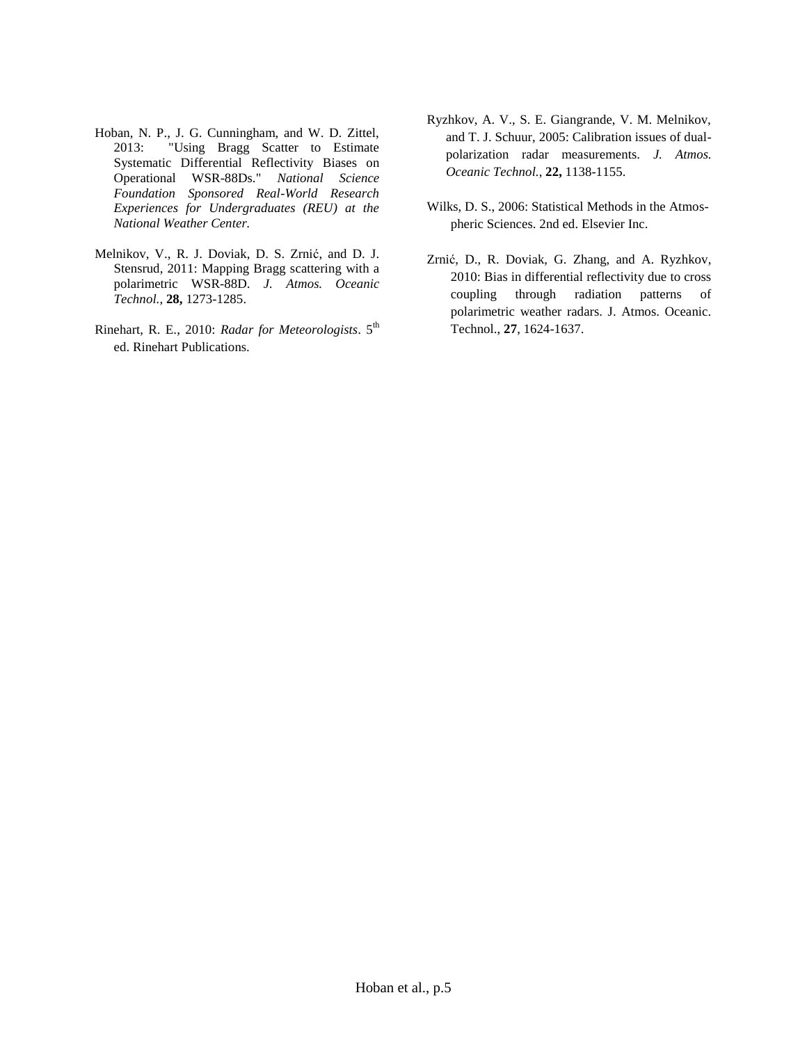Hoban, N. P., J. G. Cunningham, and W. D. Zittel, 2013: "Using Bragg Scatter to Estimate Systematic Differential Reflectivity Biases on Operational WSR-88Ds." *National Science Foundation Sponsored Real-World Research Experiences for Undergraduates (REU) at the National Weather Center.*

Melnikov, V., R. J. Doviak, D. S. Zrnić, and D. J. Stensrud, 2011: Mapping Bragg scattering with a polarimetric WSR-88D. *J. Atmos. Oceanic Technol.*, **28,** 1273-1285.

Rinehart, R. E., 2010: *Radar for Meteorologists*. 5th ed. Rinehart Publications.

Ryzhkov, A. V., S. E. Giangrande, V. M. Melnikov, and T. J. Schuur, 2005: Calibration issues of dual-polarization radar measurements. *J. Atmos. Oceanic Technol.*, **22,** 1138-1155.

Wilks, D. S., 2006: Statistical Methods in the Atmospheric Sciences. 2nd ed. Elsevier Inc.

Zrnić, D., R. Doviak, G. Zhang, and A. Ryzhkov, 2010: Bias in differential reflectivity due to cross coupling through radiation patterns of polarimetric weather radars. J. Atmos. Oceanic. Technol., **27**, 1624-1637.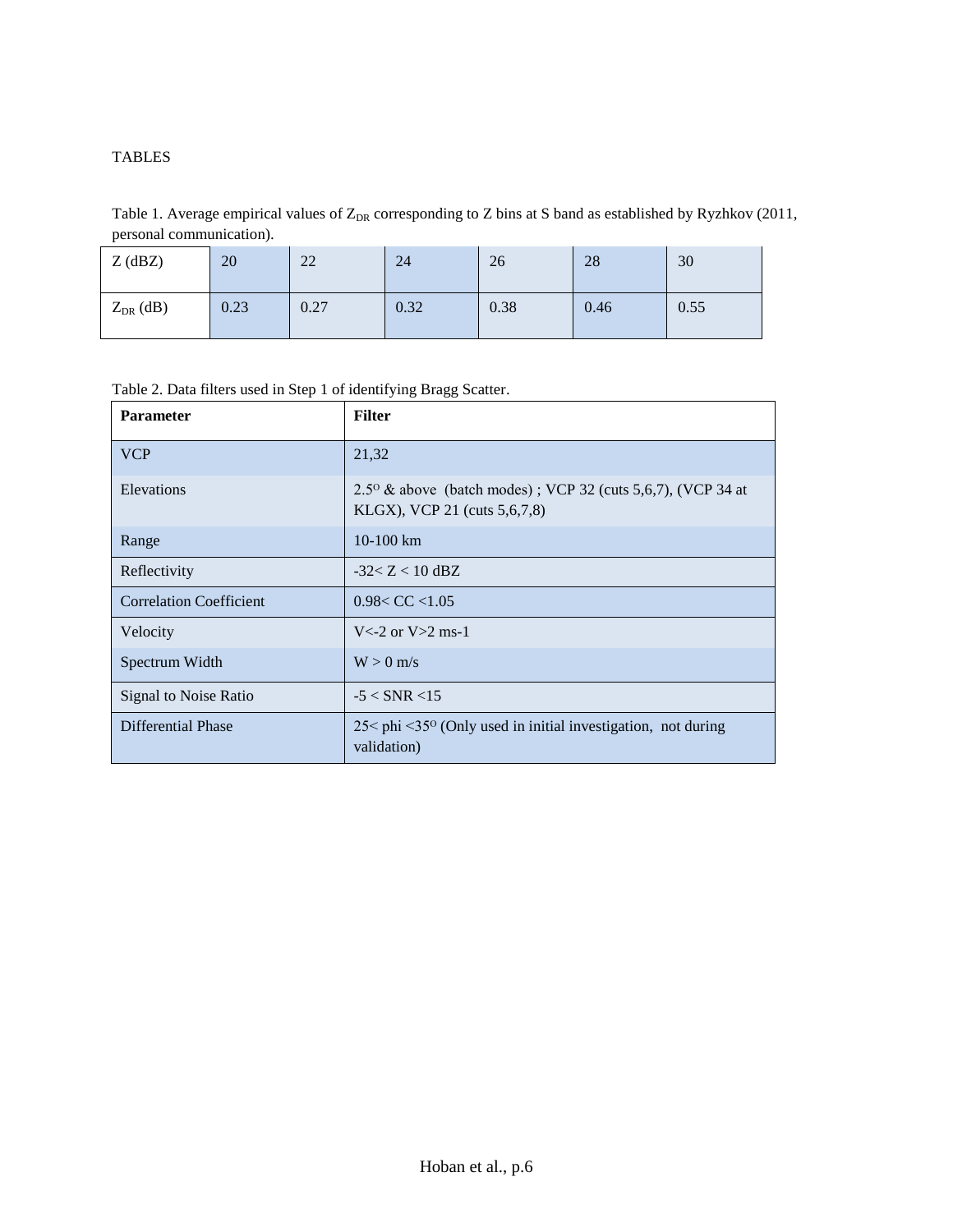TABLES

Table 1. Average empirical values of $Z_{DR}$ corresponding to Z bins at S band as established by Ryzhkov (2011, personal communication).

| Z (dBZ) | 20 | 22 | 24 | 26 | 28 | 30 |
|---|---|---|---|---|---|---|
| $Z_{DR}$ (dB) | 0.23 | 0.27 | 0.32 | 0.38 | 0.46 | 0.55 |

Table 2. Data filters used in Step 1 of identifying Bragg Scatter.

| **Parameter** | **Filter** |
|---|---|
| VCP | 21,32 |
| Elevations | 2.5$^{O}$ & above (batch modes) ; VCP 32 (cuts 5,6,7), (VCP 34 at KLGX), VCP 21 (cuts 5,6,7,8) |
| Range | 10-100 km |
| Reflectivity | -32< Z < 10 dBZ |
| Correlation Coefficient | 0.98< CC <1.05 |
| Velocity | V<-2 or V>2 ms-1 |
| Spectrum Width | W > 0 m/s |
| Signal to Noise Ratio | -5 < SNR <15 |
| Differential Phase | 25< phi <35$^{O}$ (Only used in initial investigation, not during validation) |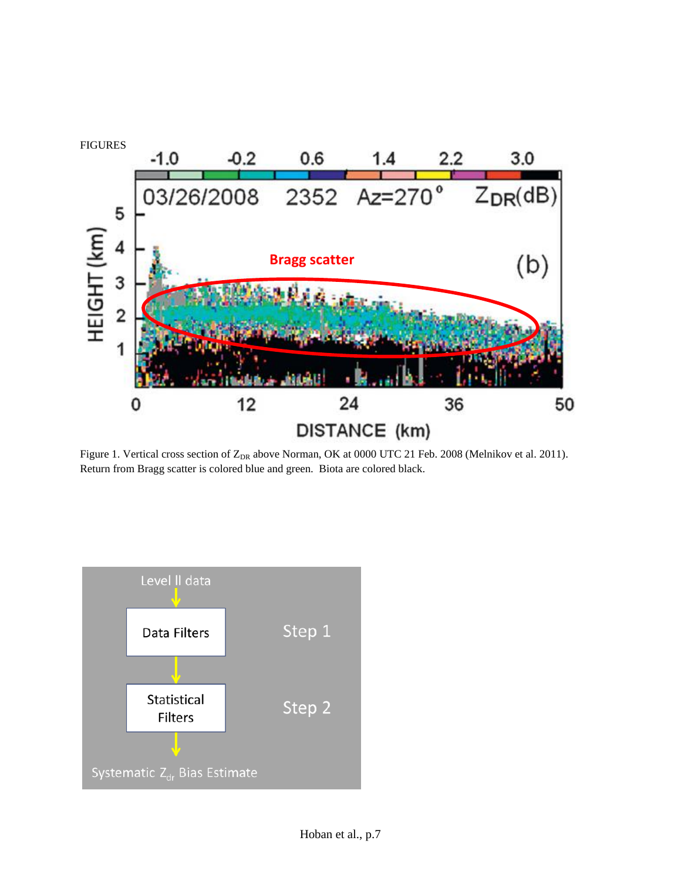FIGURES

-1.0 -0.2 0.6 1.4 2.2 3.0

03/26/2008 2352 Az=270° $Z_{DR}$(dB)

(b)

Bragg scatter

HEIGHT (km)

5 4 3 2 1

0 12 24 36 50

DISTANCE (km)

Figure 1. Vertical cross section of $Z_{DR}$ above Norman, OK at 0000 UTC 21 Feb. 2008 (Melnikov et al. 2011). Return from Bragg scatter is colored blue and green. Biota are colored black.

Level II data

Data Filters

Step 1

Statistical Filters

Step 2

Systematic $Z_{dr}$ Bias Estimate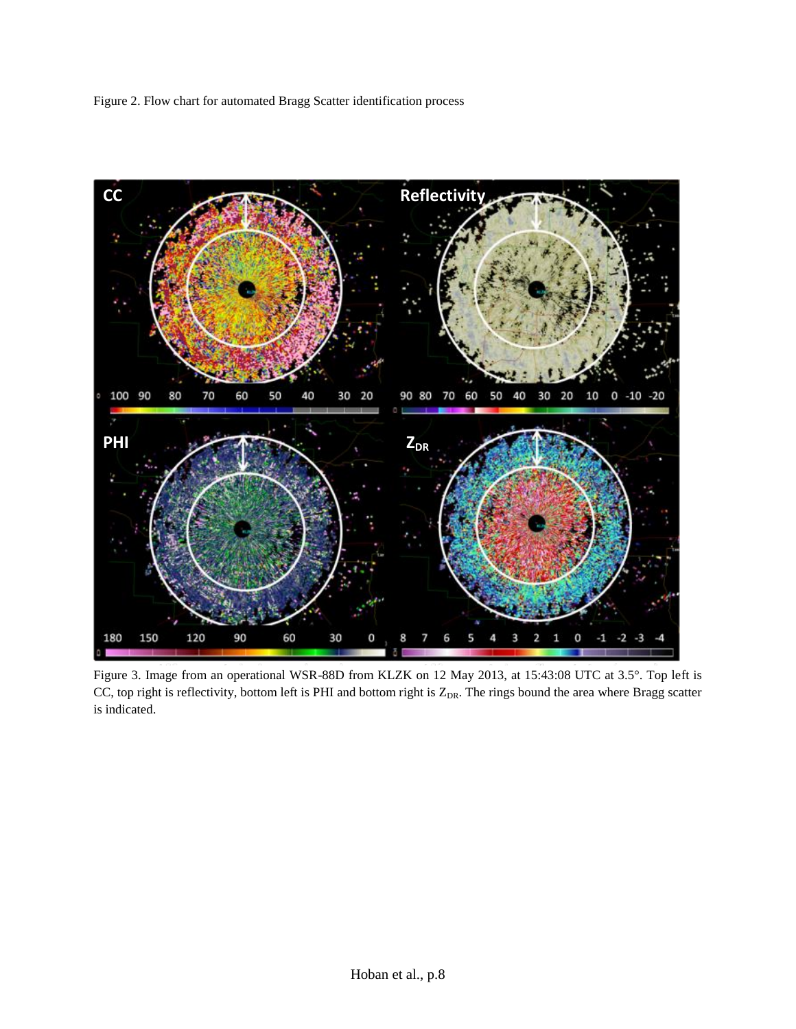Figure 2. Flow chart for automated Bragg Scatter identification process

CC

100 90 80 70 60 50 40 30 20

Reflectivity

90 80 70 60 50 40 30 20 10 0 -10 -20

PHI

180 150 120 90 60 30 0

$Z_{DR}$

8 7 6 5 4 3 2 1 0 -1 -2 -3 -4

Figure 3. Image from an operational WSR-88D from KLZK on 12 May 2013, at 15:43:08 UTC at 3.5°. Top left is CC, top right is reflectivity, bottom left is PHI and bottom right is $Z_{DR}$. The rings bound the area where Bragg scatter is indicated.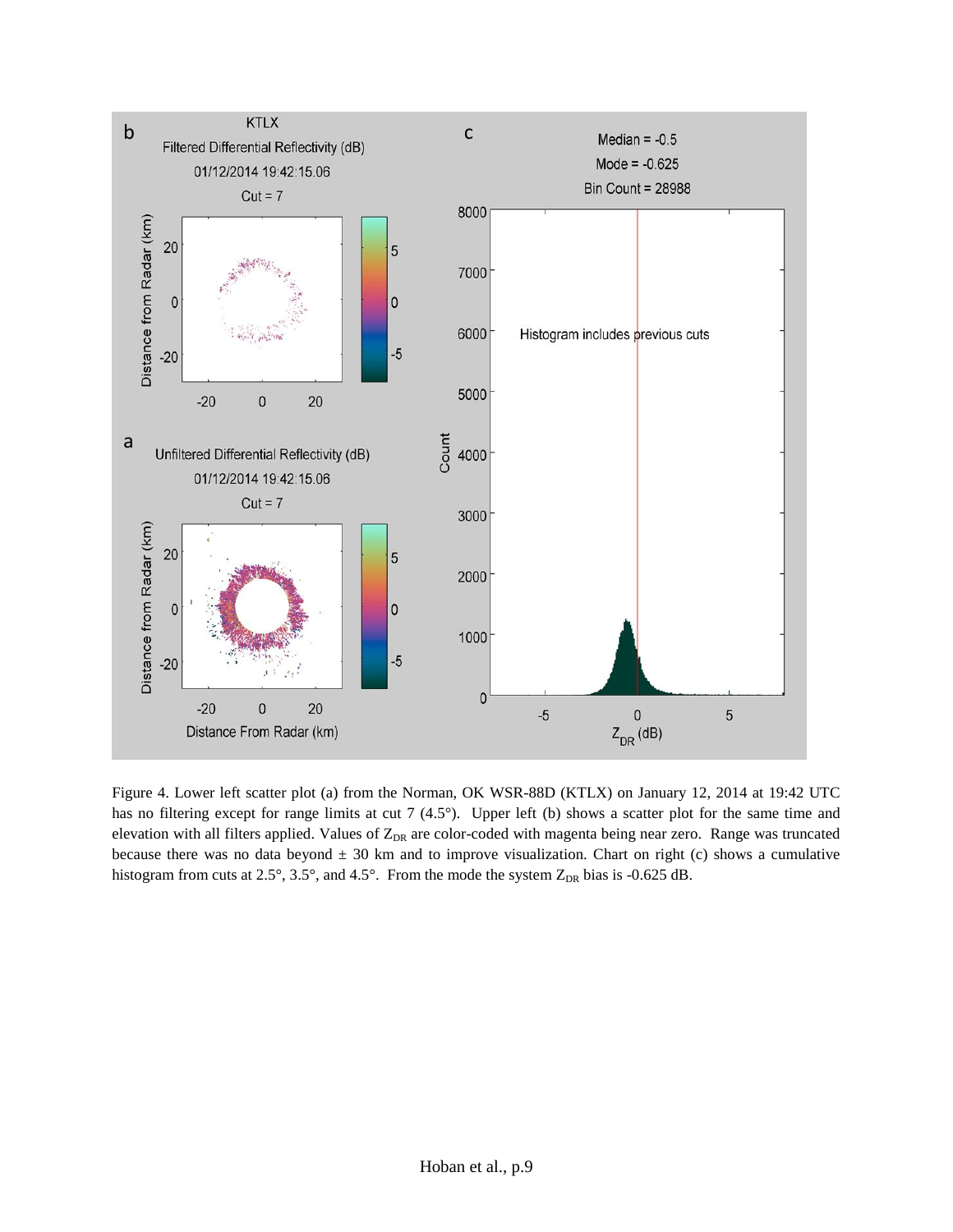b

KTLX

Filtered Differential Reflectivity (dB)

01/12/2014 19:42:15.06

Cut = 7

Distance from Radar (km)

20
0
-20

-20 0 20

5
0
-5

a

Unfiltered Differential Reflectivity (dB)

01/12/2014 19:42:15.06

Cut = 7

Distance from Radar (km)

20
0
-20

-20 0 20

Distance From Radar (km)

5
0
-5

c

Median = -0.5

Mode = -0.625

Bin Count = 28988

Count

8000
7000
6000
5000
4000
3000
2000
1000
0

Histogram includes previous cuts

-5 0 5

$Z_{DR}$ (dB)

Figure 4. Lower left scatter plot (a) from the Norman, OK WSR-88D (KTLX) on January 12, 2014 at 19:42 UTC has no filtering except for range limits at cut 7 (4.5°). Upper left (b) shows a scatter plot for the same time and elevation with all filters applied. Values of $Z_{DR}$ are color-coded with magenta being near zero. Range was truncated because there was no data beyond ± 30 km and to improve visualization. Chart on right (c) shows a cumulative histogram from cuts at 2.5°, 3.5°, and 4.5°. From the mode the system $Z_{DR}$ bias is -0.625 dB.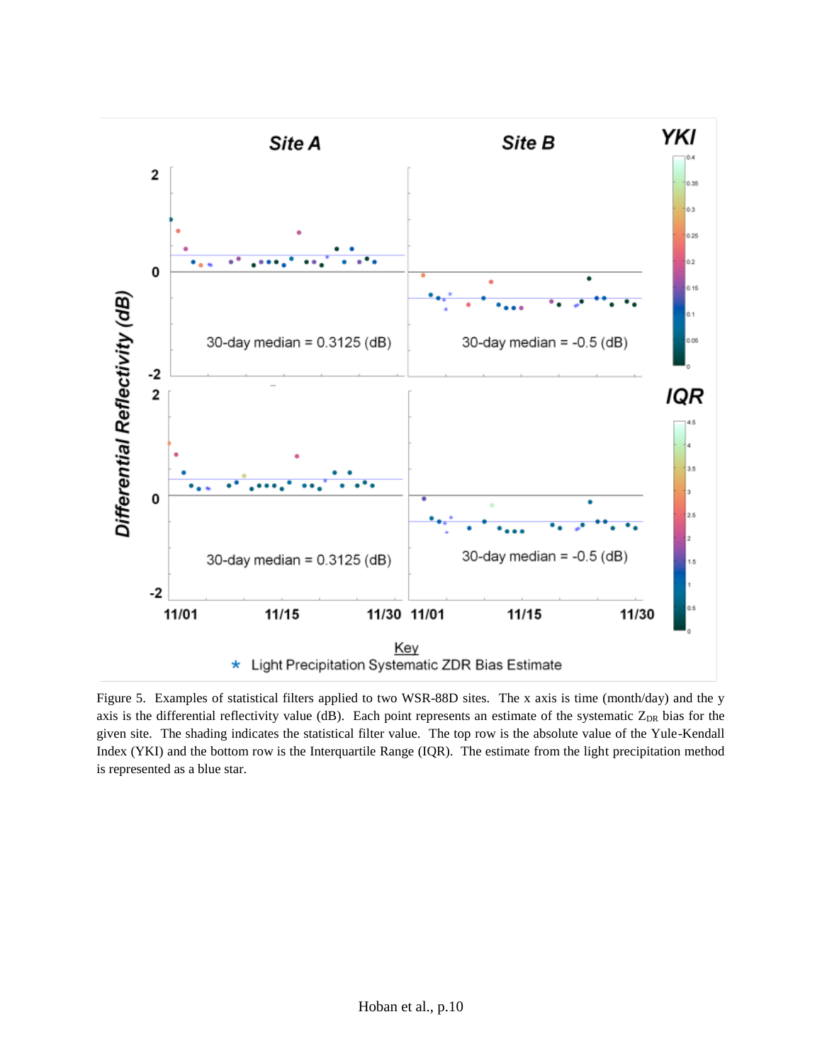Site A

Site B

YKI

0.4
0.35
0.3
0.25
0.2
0.15
0.1
0.05
0

2
0
-2

Differential Reflectivity (dB)

30-day median = 0.3125 (dB)

30-day median = -0.5 (dB)

IQR

4.5
4
3.5
3
2.5
2
1.5
1
0.5
0

2
0
-2

30-day median = 0.3125 (dB)

30-day median = -0.5 (dB)

11/01 11/15 11/30 11/01 11/15 11/30

Key
* Light Precipitation Systematic ZDR Bias Estimate

Figure 5. Examples of statistical filters applied to two WSR-88D sites. The x axis is time (month/day) and the y axis is the differential reflectivity value (dB). Each point represents an estimate of the systematic $Z_{DR}$ bias for the given site. The shading indicates the statistical filter value. The top row is the absolute value of the Yule-Kendall Index (YKI) and the bottom row is the Interquartile Range (IQR). The estimate from the light precipitation method is represented as a blue star.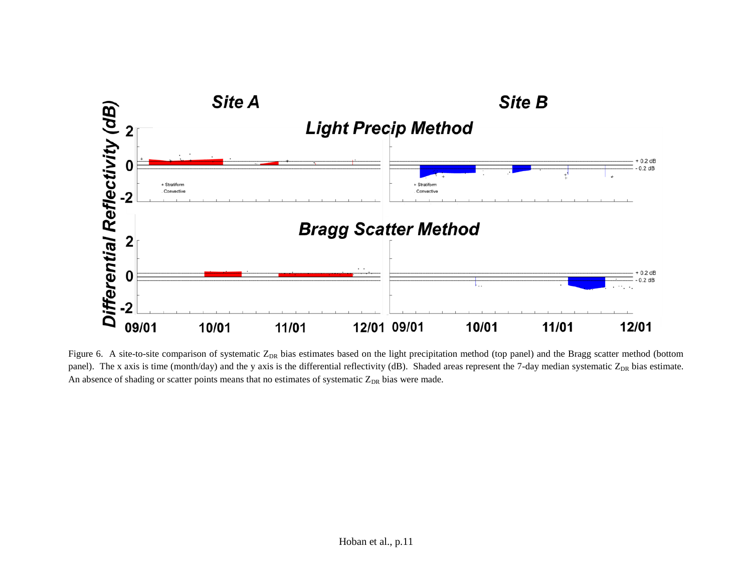Site A

Site B

Light Precip Method

Bragg Scatter Method

Differential Reflectivity (dB)

2

0

-2

+ Stratiform

. Convective

+ 0.2 dB

- 0.2 dB

09/01

10/01

11/01

12/01

Figure 6. A site-to-site comparison of systematic $Z_{DR}$ bias estimates based on the light precipitation method (top panel) and the Bragg scatter method (bottom panel). The x axis is time (month/day) and the y axis is the differential reflectivity (dB). Shaded areas represent the 7-day median systematic $Z_{DR}$ bias estimate. An absence of shading or scatter points means that no estimates of systematic $Z_{DR}$ bias were made.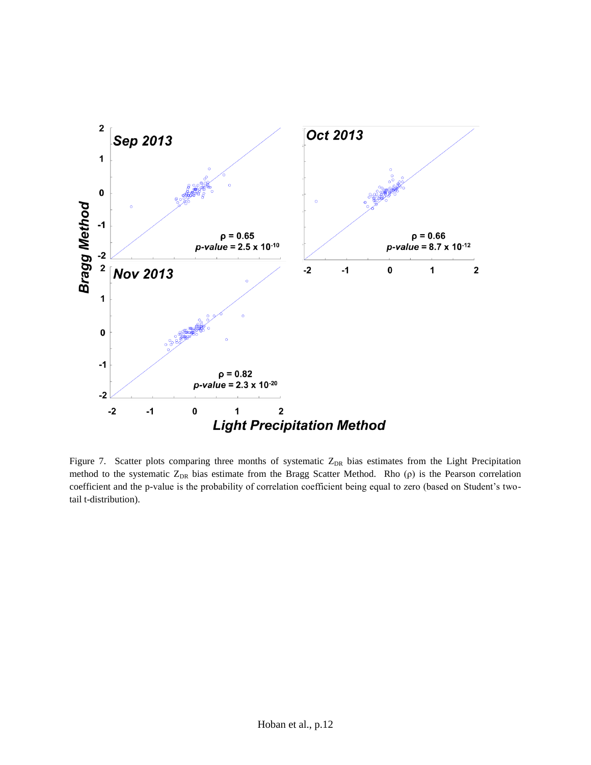Sep 2013

Oct 2013

Nov 2013

Bragg Method

Light Precipitation Method

ρ = 0.65
p-value = 2.5 x $10^{-10}$

ρ = 0.66
p-value = 8.7 x $10^{-12}$

ρ = 0.82
p-value = 2.3 x $10^{-20}$

2
1
0
-1
-2

-2 -1 0 1 2

Figure 7. Scatter plots comparing three months of systematic $Z_{DR}$ bias estimates from the Light Precipitation method to the systematic $Z_{DR}$ bias estimate from the Bragg Scatter Method. Rho (ρ) is the Pearson correlation coefficient and the p-value is the probability of correlation coefficient being equal to zero (based on Student's two-tail t-distribution).